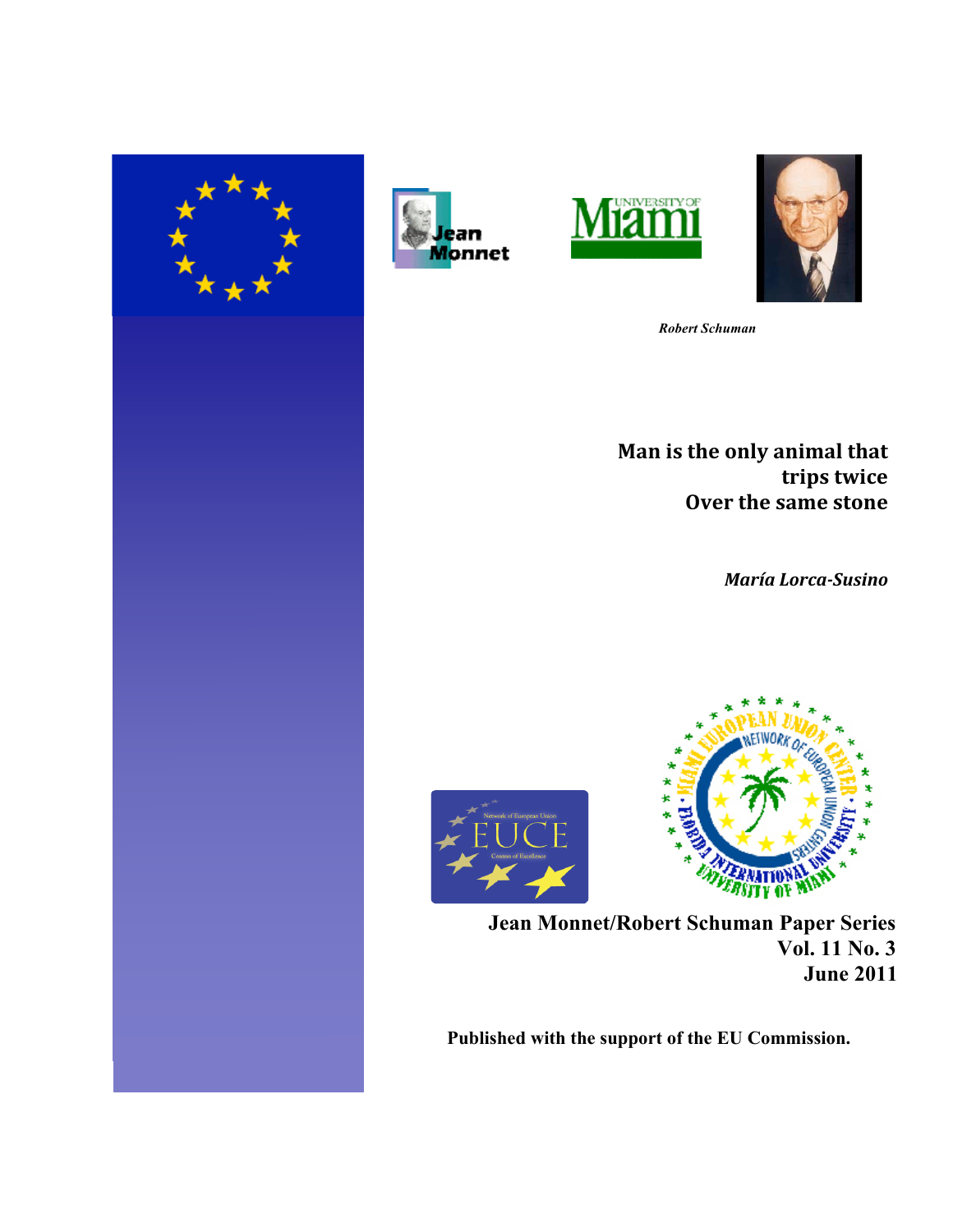*Robert Schuman*

# Man is the only animal that trips twice Over the same stone

***María Lorca-Susino***

**Jean Monnet/Robert Schuman Paper Series**
**Vol. 11 No. 3**
**June 2011**

**Published with the support of the EU Commission.**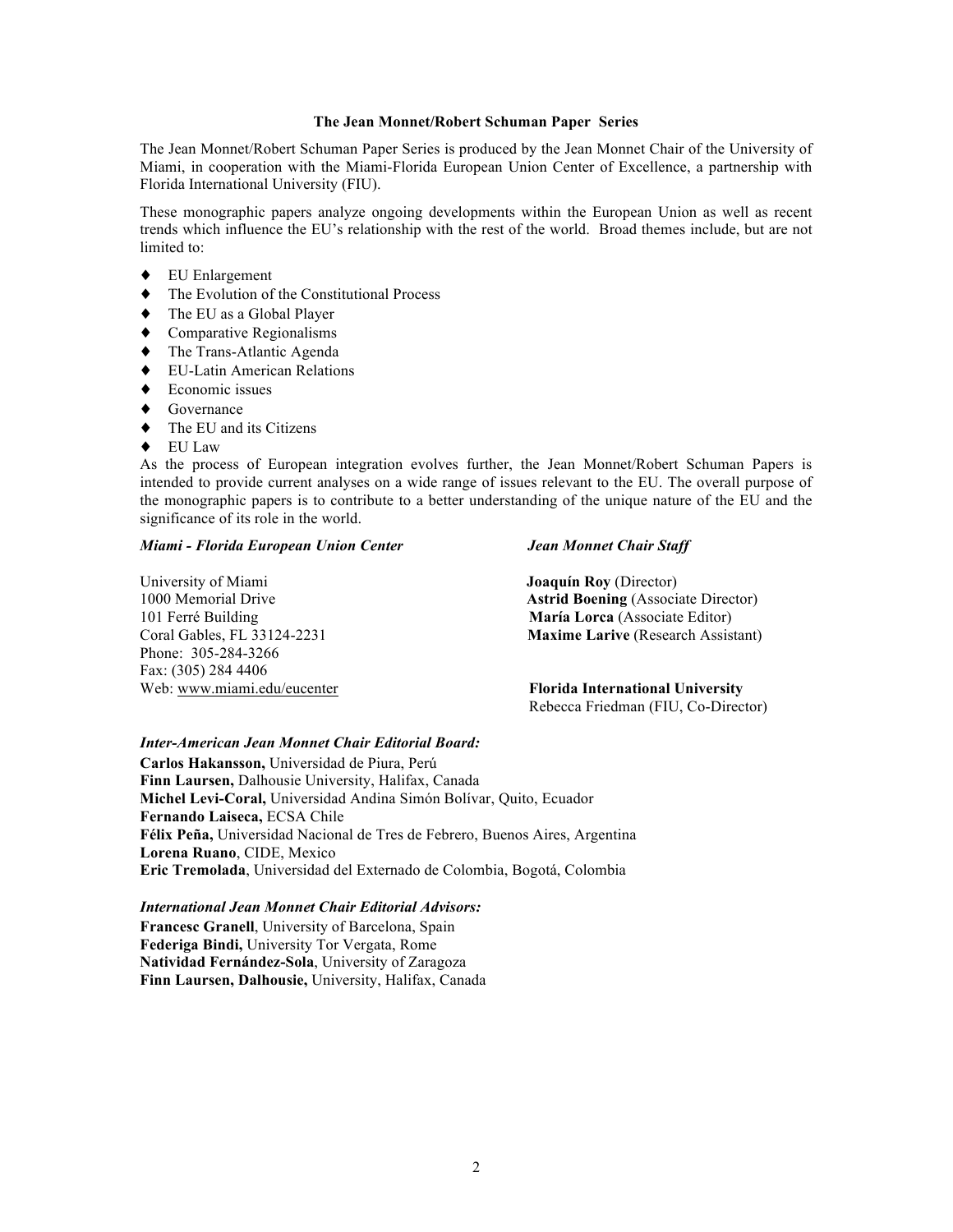**The Jean Monnet/Robert Schuman Paper Series**

The Jean Monnet/Robert Schuman Paper Series is produced by the Jean Monnet Chair of the University of Miami, in cooperation with the Miami-Florida European Union Center of Excellence, a partnership with Florida International University (FIU).

These monographic papers analyze ongoing developments within the European Union as well as recent trends which influence the EU's relationship with the rest of the world. Broad themes include, but are not limited to:

- EU Enlargement
- The Evolution of the Constitutional Process
- The EU as a Global Player
- Comparative Regionalisms
- The Trans-Atlantic Agenda
- EU-Latin American Relations
- Economic issues
- Governance
- The EU and its Citizens
- EU Law

As the process of European integration evolves further, the Jean Monnet/Robert Schuman Papers is intended to provide current analyses on a wide range of issues relevant to the EU. The overall purpose of the monographic papers is to contribute to a better understanding of the unique nature of the EU and the significance of its role in the world.

***Miami - Florida European Union Center***

University of Miami
1000 Memorial Drive
101 Ferré Building
Coral Gables, FL 33124-2231
Phone: 305-284-3266
Fax: (305) 284 4406
Web: www.miami.edu/eucenter

***Jean Monnet Chair Staff***

**Joaquín Roy** (Director)
**Astrid Boening** (Associate Director)
**María Lorca** (Associate Editor)
**Maxime Larive** (Research Assistant)

**Florida International University**
Rebecca Friedman (FIU, Co-Director)

***Inter-American Jean Monnet Chair Editorial Board:***

**Carlos Hakansson,** Universidad de Piura, Perú
**Finn Laursen,** Dalhousie University, Halifax, Canada
**Michel Levi-Coral,** Universidad Andina Simón Bolívar, Quito, Ecuador
**Fernando Laiseca,** ECSA Chile
**Félix Peña,** Universidad Nacional de Tres de Febrero, Buenos Aires, Argentina
**Lorena Ruano**, CIDE, Mexico
**Eric Tremolada**, Universidad del Externado de Colombia, Bogotá, Colombia

***International Jean Monnet Chair Editorial Advisors:***

**Francesc Granell**, University of Barcelona, Spain
**Federiga Bindi,** University Tor Vergata, Rome
**Natividad Fernández-Sola**, University of Zaragoza
**Finn Laursen, Dalhousie,** University, Halifax, Canada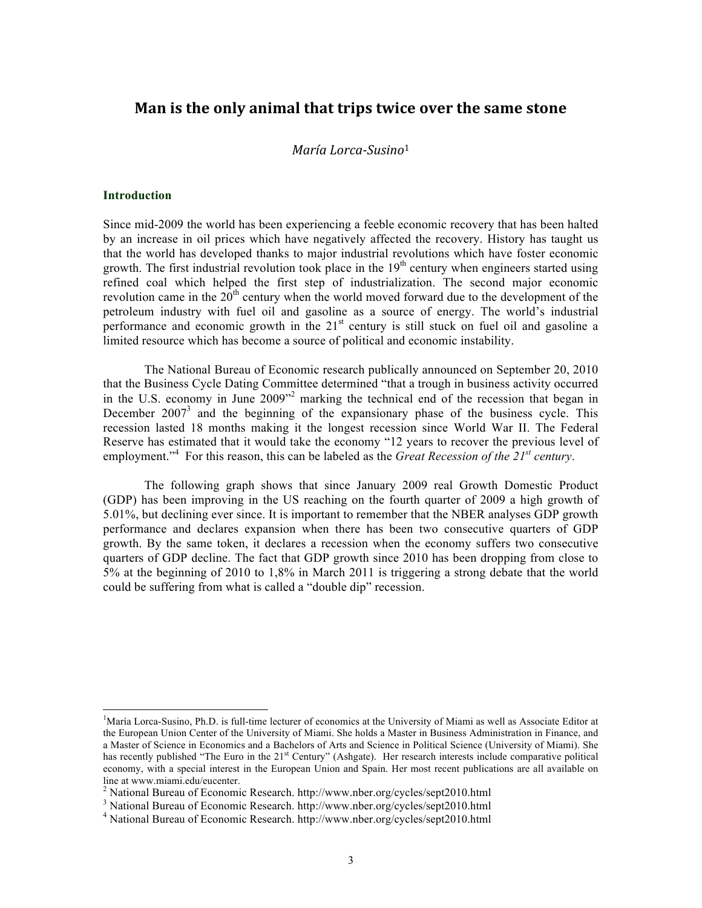# Man is the only animal that trips twice over the same stone

*María Lorca-Susino*[1]

### Introduction

Since mid-2009 the world has been experiencing a feeble economic recovery that has been halted by an increase in oil prices which have negatively affected the recovery. History has taught us that the world has developed thanks to major industrial revolutions which have foster economic growth. The first industrial revolution took place in the 19th century when engineers started using refined coal which helped the first step of industrialization. The second major economic revolution came in the 20th century when the world moved forward due to the development of the petroleum industry with fuel oil and gasoline as a source of energy. The world's industrial performance and economic growth in the 21st century is still stuck on fuel oil and gasoline a limited resource which has become a source of political and economic instability.

The National Bureau of Economic research publically announced on September 20, 2010 that the Business Cycle Dating Committee determined "that a trough in business activity occurred in the U.S. economy in June 2009"[2] marking the technical end of the recession that began in December 2007[3] and the beginning of the expansionary phase of the business cycle. This recession lasted 18 months making it the longest recession since World War II. The Federal Reserve has estimated that it would take the economy "12 years to recover the previous level of employment."[4] For this reason, this can be labeled as the *Great Recession of the 21st century*.

The following graph shows that since January 2009 real Growth Domestic Product (GDP) has been improving in the US reaching on the fourth quarter of 2009 a high growth of 5.01%, but declining ever since. It is important to remember that the NBER analyses GDP growth performance and declares expansion when there has been two consecutive quarters of GDP growth. By the same token, it declares a recession when the economy suffers two consecutive quarters of GDP decline. The fact that GDP growth since 2010 has been dropping from close to 5% at the beginning of 2010 to 1,8% in March 2011 is triggering a strong debate that the world could be suffering from what is called a "double dip" recession.

---

[1] María Lorca-Susino, Ph.D. is full-time lecturer of economics at the University of Miami as well as Associate Editor at the European Union Center of the University of Miami. She holds a Master in Business Administration in Finance, and a Master of Science in Economics and a Bachelors of Arts and Science in Political Science (University of Miami). She has recently published "The Euro in the 21st Century" (Ashgate). Her research interests include comparative political economy, with a special interest in the European Union and Spain. Her most recent publications are all available on line at www.miami.edu/eucenter.

[2] National Bureau of Economic Research. http://www.nber.org/cycles/sept2010.html

[3] National Bureau of Economic Research. http://www.nber.org/cycles/sept2010.html

[4] National Bureau of Economic Research. http://www.nber.org/cycles/sept2010.html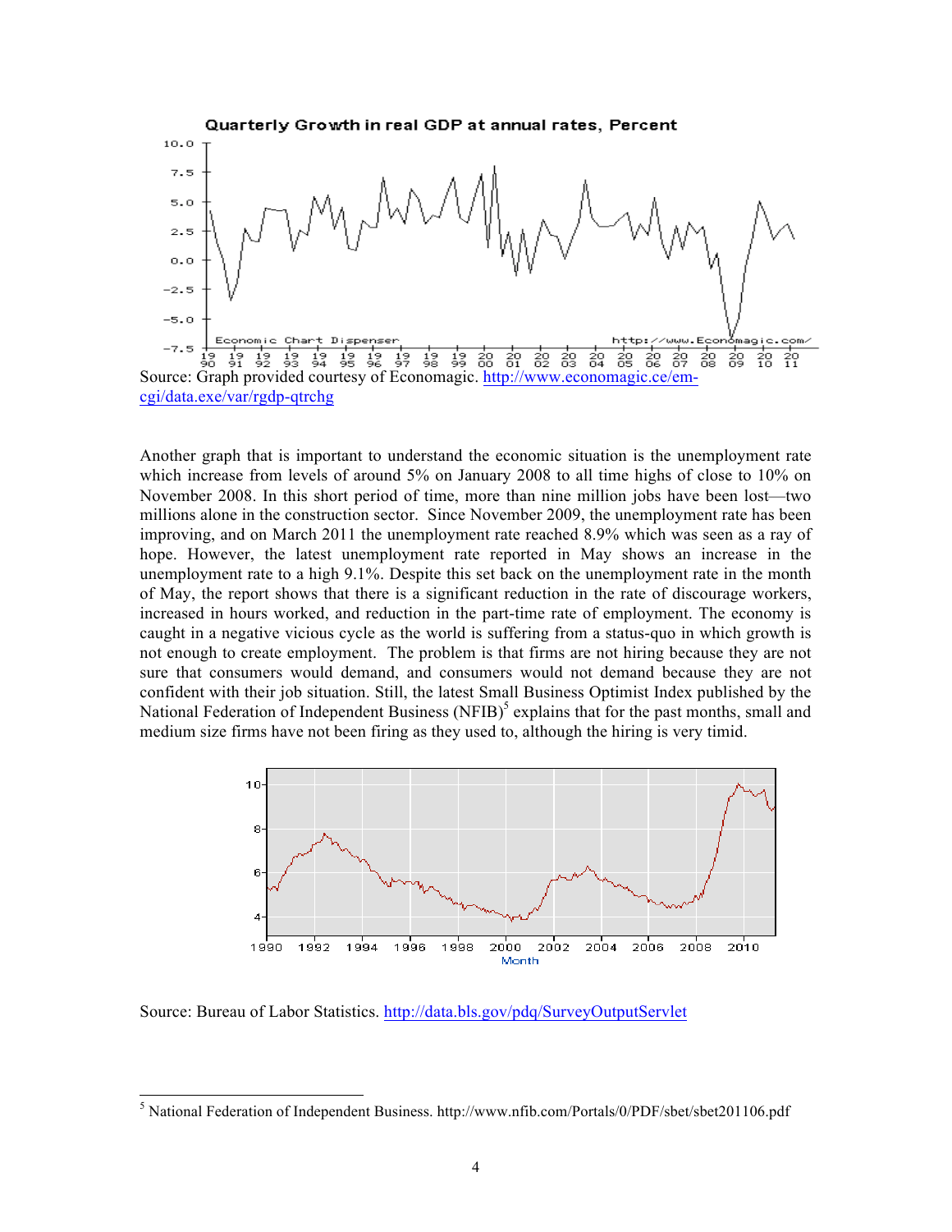Quarterly Growth in real GDP at annual rates, Percent

10.0
7.5
5.0
2.5
0.0
−2.5
−5.0
−7.5

Economic Chart Dispenser

http://www.Economagic.com/

1990 1991 1992 1993 1994 1995 1996 1997 1998 1999 2000 2001 2002 2003 2004 2005 2006 2007 2008 2009 2010 2011

Source: Graph provided courtesy of Economagic. [http://www.economagic.ce/em-cgi/data.exe/var/rgdp-qtrchg](http://www.economagic.ce/em-cgi/data.exe/var/rgdp-qtrchg)

Another graph that is important to understand the economic situation is the unemployment rate which increase from levels of around 5% on January 2008 to all time highs of close to 10% on November 2008. In this short period of time, more than nine million jobs have been lost—two millions alone in the construction sector. Since November 2009, the unemployment rate has been improving, and on March 2011 the unemployment rate reached 8.9% which was seen as a ray of hope. However, the latest unemployment rate reported in May shows an increase the unemployment rate to a high 9.1%. Despite this set back on the unemployment rate in the month of May, the report shows that there is a significant reduction in the rate of discourage workers, increased in hours worked, and reduction in the part-time rate of employment. The economy is caught in a negative vicious cycle as the world is suffering from a status-quo in which growth is not enough to create employment. The problem is that firms are not hiring because they are not sure that consumers would demand, and consumers would not demand because they are not confident with their job situation. Still, the latest Small Business Optimist Index published by the National Federation of Independent Business (NFIB)[5] explains that for the past months, small and medium size firms have not been firing as they used to, although the hiring is very timid.

10
8
6
4

1990 1992 1994 1996 1998 2000 2002 2004 2006 2008 2010

Month

Source: Bureau of Labor Statistics. [http://data.bls.gov/pdq/SurveyOutputServlet](http://data.bls.gov/pdq/SurveyOutputServlet)

---

[5] National Federation of Independent Business. http://www.nfib.com/Portals/0/PDF/sbet/sbet201106.pdf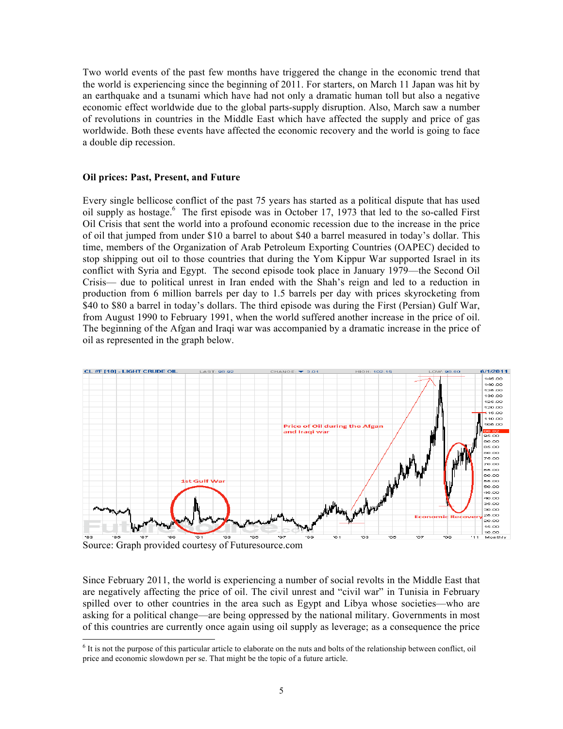Two world events of the past few months have triggered the change in the economic trend that the world is experiencing since the beginning of 2011. For starters, on March 11 Japan was hit by an earthquake and a tsunami which have had not only a dramatic human toll but also a negative economic effect worldwide due to the global parts-supply disruption. Also, March saw a number of revolutions in countries in the Middle East which have affected the supply and price of gas worldwide. Both these events have affected the economic recovery and the world is going to face a double dip recession.

### Oil prices: Past, Present, and Future

Every single bellicose conflict of the past 75 years has started as a political dispute that has used oil supply as hostage.[6] The first episode was in October 17, 1973 that led to the so-called First Oil Crisis that sent the world into a profound economic recession due to the increase in the price of oil that jumped from under $10 a barrel to about $40 a barrel measured in today's dollar. This time, members of the Organization of Arab Petroleum Exporting Countries (OAPEC) decided to stop shipping out oil to those countries that during the Yom Kippur War supported Israel in its conflict with Syria and Egypt. The second episode took place in January 1979—the Second Oil Crisis— due to political unrest in Iran ended with the Shah's reign and led to a reduction in production from 6 million barrels per day to 1.5 barrels per day with prices skyrocketing from $40 to $80 a barrel in today's dollars. The third episode was during the First (Persian) Gulf War, from August 1990 to February 1991, when the world suffered another increase in the price of oil. The beginning of the Afgan and Iraqi war was accompanied by a dramatic increase in the price of oil as represented in the graph below.

CL #F [10] - LIGHT CRUDE OIL LAST: 98.92 CHANGE: ▼ 3.01 HIGH: 102.15 LOW: 98.60 6/1/2011

1st Gulf War

Price of Oil during the Afgan and Iraqi war

Economic Recovery

Source: Graph provided courtesy of Futuresource.com

Since February 2011, the world is experiencing a number of social revolts in the Middle East that are negatively affecting the price of oil. The civil unrest and "civil war" in Tunisia in February spilled over to other countries in the area such as Egypt and Libya whose societies—who are asking for a political change—are being oppressed by the national military. Governments in most of this countries are currently once again using oil supply as leverage; as a consequence the price

[6] It is not the purpose of this particular article to elaborate on the nuts and bolts of the relationship between conflict, oil price and economic slowdown per se. That might be the topic of a future article.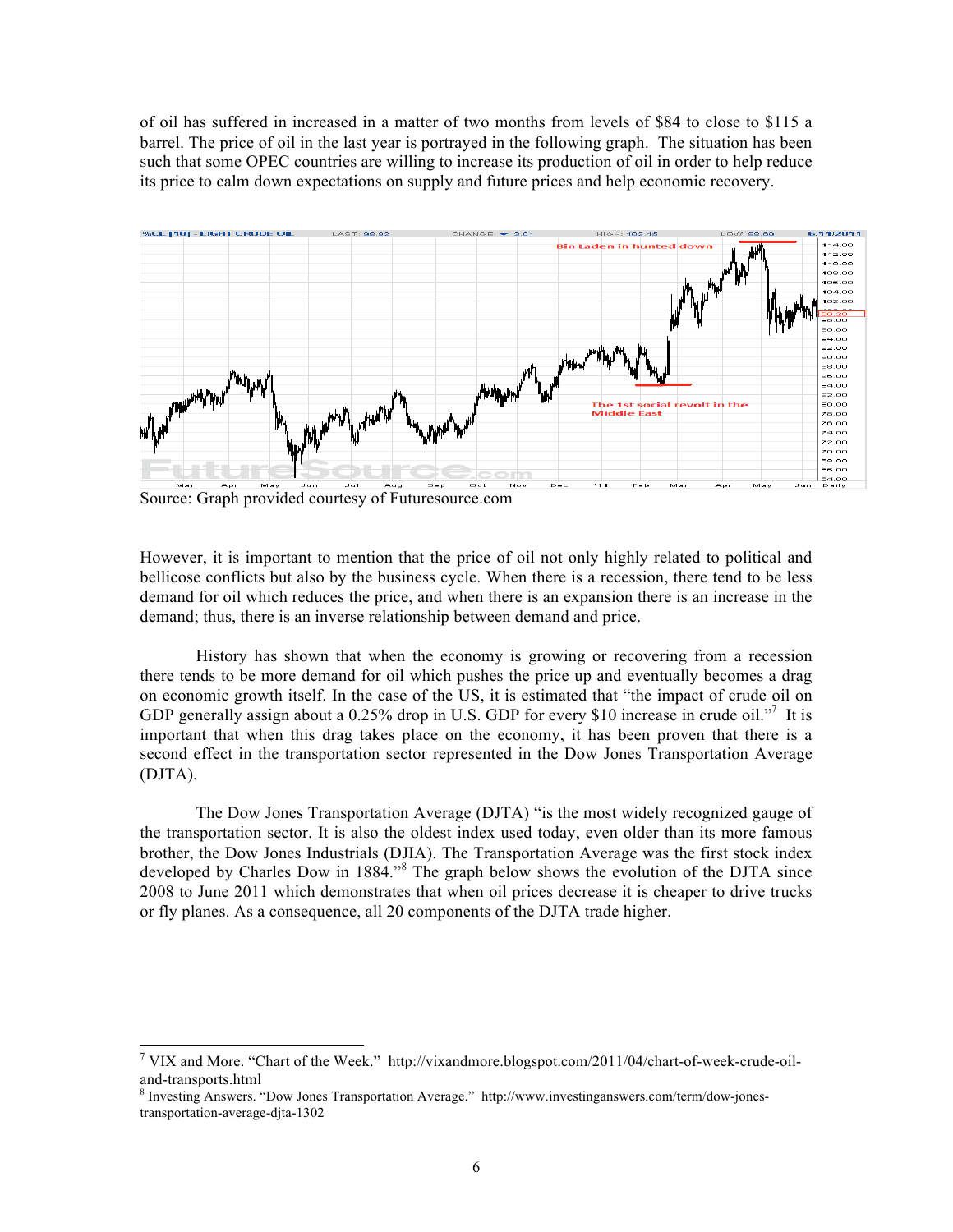of oil has suffered in increased in a matter of two months from levels of $84 to close to $115 a barrel. The price of oil in the last year is portrayed in the following graph. The situation has been such that some OPEC countries are willing to increase its production of oil in order to help reduce its price to calm down expectations on supply and future prices and help economic recovery.

%CL [10] - LIGHT CRUDE OIL

6/11/2011

Bin Laden in hunted down

The 1st social revolt in the Middle East

Source: Graph provided courtesy of Futuresource.com

However, it is important to mention that the price of oil not only highly related to political and bellicose conflicts but also by the business cycle. When there is a recession, there tend to be less demand for oil which reduces the price, and when there is an expansion there is an increase in the demand; thus, there is an inverse relationship between demand and price.

History has shown that when the economy is growing or recovering from a recession there tends to be more demand for oil which pushes the price up and eventually becomes a drag on economic growth itself. In the case of the US, it is estimated that "the impact of crude oil on GDP generally assign about a 0.25% drop in U.S. GDP for every $10 increase in crude oil."[7] It is important that when this drag takes place on the economy, it has been proven that there is a second effect in the transportation sector represented in the Dow Jones Transportation Average (DJTA).

The Dow Jones Transportation Average (DJTA) "is the most widely recognized gauge of the transportation sector. It is also the oldest index used today, even older than its more famous brother, the Dow Jones Industrials (DJIA). The Transportation Average was the first stock index developed by Charles Dow in 1884."[8] The graph below shows the evolution of the DJTA since 2008 to June 2011 which demonstrates that when oil prices decrease it is cheaper to drive trucks or fly planes. As a consequence, all 20 components of the DJTA trade higher.

[7] VIX and More. "Chart of the Week." http://vixandmore.blogspot.com/2011/04/chart-of-week-crude-oil-and-transports.html

[8] Investing Answers. "Dow Jones Transportation Average." http://www.investinganswers.com/term/dow-jones-transportation-average-djta-1302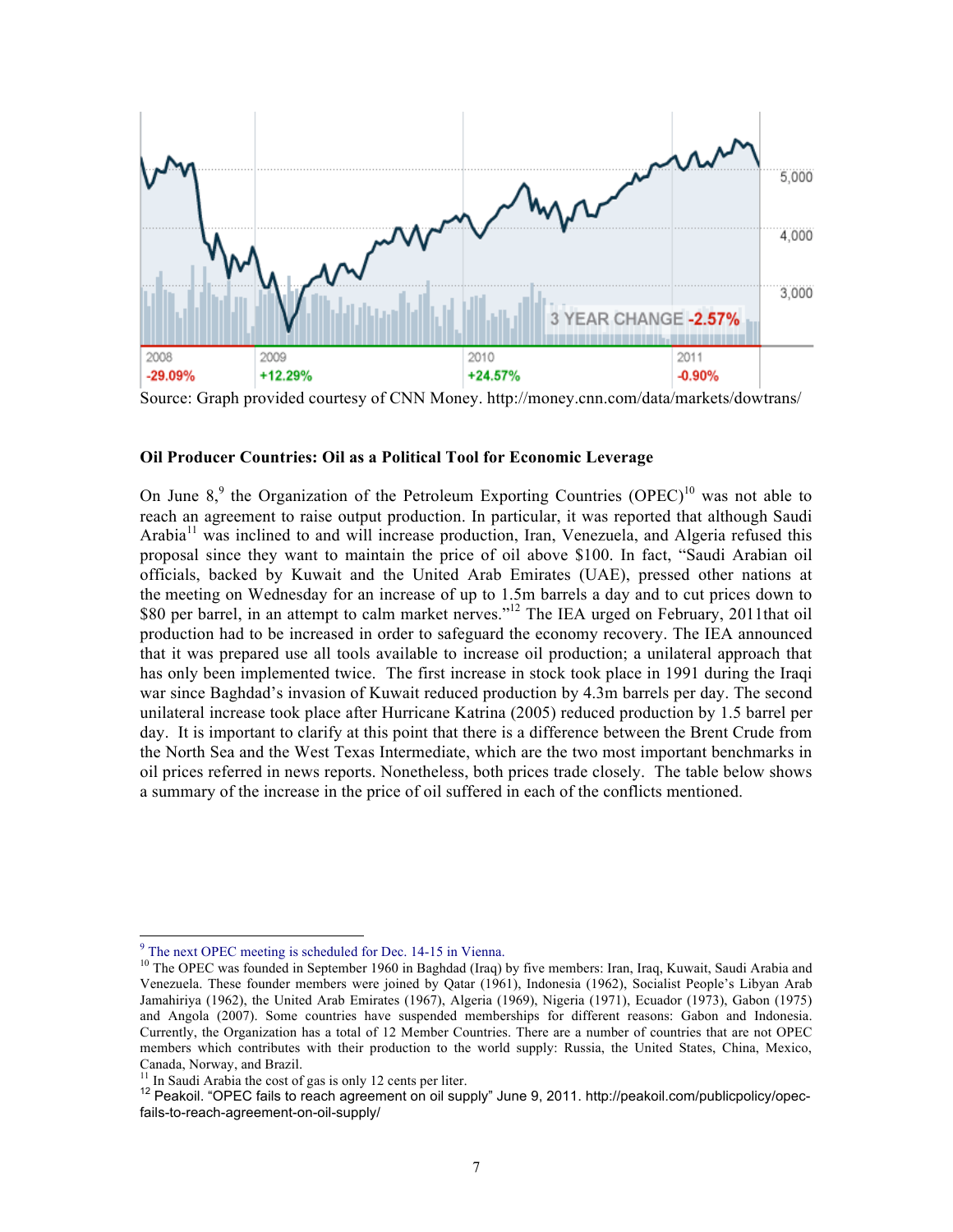5,000
4,000
3,000
3 YEAR CHANGE -2.57%
2008 -29.09%
2009 +12.29%
2010 +24.57%
2011 -0.90%

Source: Graph provided courtesy of CNN Money. http://money.cnn.com/data/markets/dowtrans/

**Oil Producer Countries: Oil as a Political Tool for Economic Leverage**

On June 8,[9] the Organization of the Petroleum Exporting Countries (OPEC)[10] was not able to reach an agreement to raise output production. In particular, it was reported that although Saudi Arabia[11] was inclined to and will increase production, Iran, Venezuela, and Algeria refused this proposal since they want to maintain the price of oil above $100. In fact, "Saudi Arabian oil officials, backed by Kuwait and the United Arab Emirates (UAE), pressed other nations at the meeting on Wednesday for an increase of up to 1.5m barrels a day and to cut prices down to $80 per barrel, in an attempt to calm market nerves."[12] The IEA urged on February, 2011that oil production had to be increased in order to safeguard the economy recovery. The IEA announced that it was prepared use all tools available to increase oil production; a unilateral approach that has only been implemented twice. The first increase in stock took place in 1991 during the Iraqi war since Baghdad's invasion of Kuwait reduced production by 4.3m barrels per day. The second unilateral increase took place after Hurricane Katrina (2005) reduced production by 1.5 barrel per day. It is important to clarify at this point that there is a difference between the Brent Crude from the North Sea and the West Texas Intermediate, which are the two most important benchmarks in oil prices referred in news reports. Nonetheless, both prices trade closely. The table below shows a summary of the increase in the price of oil suffered in each of the conflicts mentioned.

---

[9] The next OPEC meeting is scheduled for Dec. 14-15 in Vienna.

[10] The OPEC was founded in September 1960 in Baghdad (Iraq) by five members: Iran, Iraq, Kuwait, Saudi Arabia and Venezuela. These founder members were joined by Qatar (1961), Indonesia (1962), Socialist People's Libyan Arab Jamahiriya (1962), the United Arab Emirates (1967), Algeria (1969), Nigeria (1971), Ecuador (1973), Gabon (1975) and Angola (2007). Some countries have suspended memberships for different reasons: Gabon and Indonesia. Currently, the Organization has a total of 12 Member Countries. There are a number of countries that are not OPEC members which contributes with their production to the world supply: Russia, the United States, China, Mexico, Canada, Norway, and Brazil.

[11] In Saudi Arabia the cost of gas is only 12 cents per liter.

[12] Peakoil. "OPEC fails to reach agreement on oil supply" June 9, 2011. http://peakoil.com/publicpolicy/opec-fails-to-reach-agreement-on-oil-supply/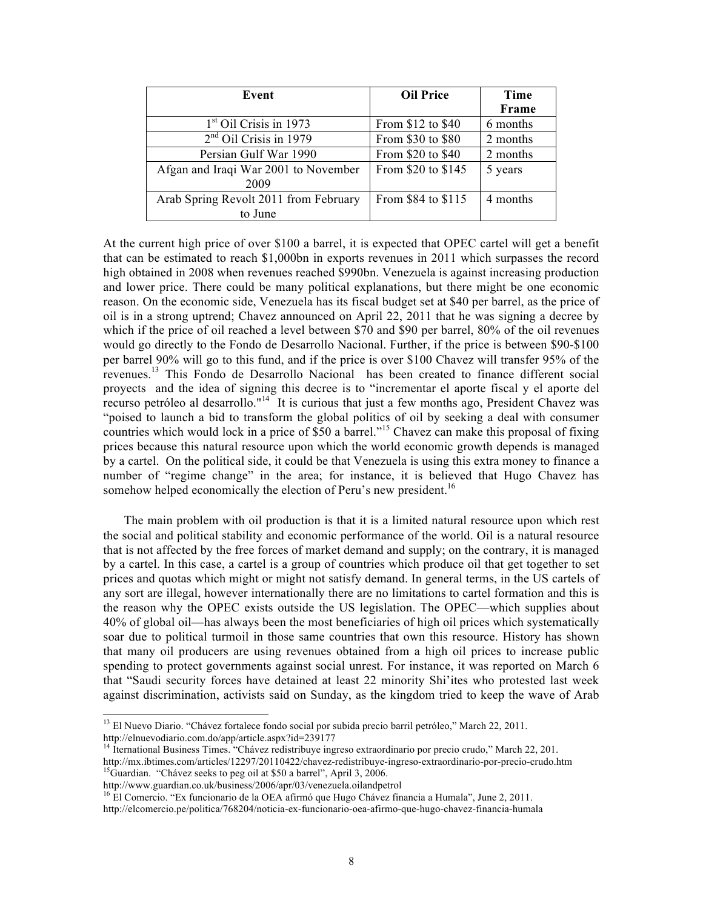| Event | Oil Price | Time Frame |
|---|---|---|
| 1st Oil Crisis in 1973 | From \$12 to \$40 | 6 months |
| 2nd Oil Crisis in 1979 | From \$30 to \$80 | 2 months |
| Persian Gulf War 1990 | From \$20 to \$40 | 2 months |
| Afgan and Iraqi War 2001 to November 2009 | From \$20 to \$145 | 5 years |
| Arab Spring Revolt 2011 from February to June | From \$84 to \$115 | 4 months |

At the current high price of over \$100 a barrel, it is expected that OPEC cartel will get a benefit that can be estimated to reach \$1,000bn in exports revenues in 2011 which surpasses the record high obtained in 2008 when revenues reached \$990bn. Venezuela is against increasing production and lower price. There could be many political explanations, but there might be one economic reason. On the economic side, Venezuela has its fiscal budget set at \$40 per barrel, as the price of oil is in a strong uptrend; Chavez announced on April 22, 2011 that he was signing a decree by which if the price of oil reached a level between \$70 and \$90 per barrel, 80% of the oil revenues would go directly to the Fondo de Desarrollo Nacional. Further, if the price is between \$90-\$100 per barrel 90% will go to this fund, and if the price is over \$100 Chavez will transfer 95% of the revenues.[13] This Fondo de Desarrollo Nacional has been created to finance different social proyects and the idea of signing this decree is to "incrementar el aporte fiscal y el aporte del recurso petróleo al desarrollo."[14] It is curious that just a few months ago, President Chavez was "poised to launch a bid to transform the global politics of oil by seeking a deal with consumer countries which would lock in a price of \$50 a barrel."[15] Chavez can make this proposal of fixing prices because this natural resource upon which the world economic growth depends is managed by a cartel. On the political side, it could be that Venezuela is using this extra money to finance a number of "regime change" in the area; for instance, it is believed that Hugo Chavez has somehow helped economically the election of Peru's new president.[16]

The main problem with oil production is that it is a limited natural resource upon which rest the social and political stability and economic performance of the world. Oil is a natural resource that is not affected by the free forces of market demand and supply; on the contrary, it is managed by a cartel. In this case, a cartel is a group of countries which produce oil that get together to set prices and quotas which might or might not satisfy demand. In general terms, in the US cartels of any sort are illegal, however internationally there are no limitations to cartel formation and this is the reason why the OPEC exists outside the US legislation. The OPEC—which supplies about 40% of global oil—has always been the most beneficiaries of high oil prices which systematically soar due to political turmoil in those same countries that own this resource. History has shown that many oil producers are using revenues obtained from a high oil prices to increase public spending to protect governments against social unrest. For instance, it was reported on March 6 that "Saudi security forces have detained at least 22 minority Shi'ites who protested last week against discrimination, activists said on Sunday, as the kingdom tried to keep the wave of Arab

---

[13] El Nuevo Diario. "Chávez fortalece fondo social por subida precio barril petróleo," March 22, 2011. http://elnuevodiario.com.do/app/article.aspx?id=239177

[14] Iternational Business Times. "Chávez redistribuye ingreso extraordinario por precio crudo," March 22, 201. http://mx.ibtimes.com/articles/12297/20110422/chavez-redistribuye-ingreso-extraordinario-por-precio-crudo.htm

[15] Guardian. "Chávez seeks to peg oil at \$50 a barrel", April 3, 2006. http://www.guardian.co.uk/business/2006/apr/03/venezuela.oilandpetrol

[16] El Comercio. "Ex funcionario de la OEA afirmó que Hugo Chávez financia a Humala", June 2, 2011. http://elcomercio.pe/politica/768204/noticia-ex-funcionario-oea-afirmo-que-hugo-chavez-financia-humala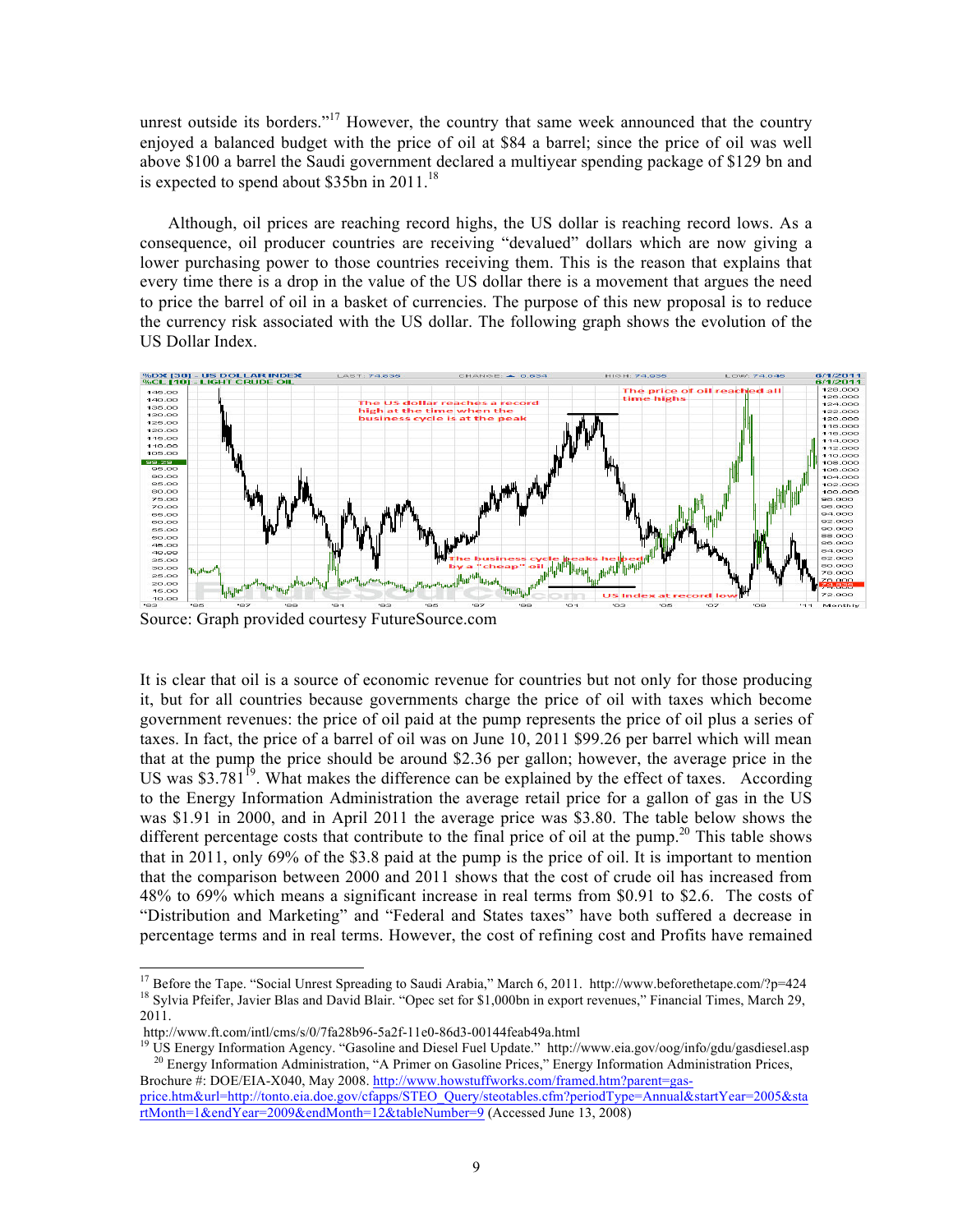unrest outside its borders."[17] However, the country that same week announced that the country enjoyed a balanced budget with the price of oil at $84 a barrel; since the price of oil was well above $100 a barrel the Saudi government declared a multiyear spending package of $129 bn and is expected to spend about $35bn in 2011.[18]

Although, oil prices are reaching record highs, the US dollar is reaching record lows. As a consequence, oil producer countries are receiving "devalued" dollars which are now giving a lower purchasing power to those countries receiving them. This is the reason that explains that every time there is a drop in the value of the US dollar there is a movement that argues the need to price the barrel of oil in a basket of currencies. The purpose of this new proposal is to reduce the currency risk associated with the US dollar. The following graph shows the evolution of the US Dollar Index.

%DX [30] - US DOLLAR INDEX LAST: 74.636 CHANGE: ▲ 0.634 HIGH: 74.935 LOW: 74.046 6/1/2011

%CL [10] - LIGHT CRUDE OIL 6/1/2011

The US dollar reaches a record high at the time when the business cycle is at the peak

The price of oil reached all time highs

The business cycle peaks helped by a "cheap" oil

US Index at record low

Monthly

Source: Graph provided courtesy FutureSource.com

It is clear that oil is a source of economic revenue for countries but not only for those producing it, but for all countries because governments charge the price of oil with taxes which become government revenues: the price of oil paid at the pump represents the price of oil plus a series of taxes. In fact, the price of a barrel of oil was on June 10, 2011 $99.26 per barrel which will mean that at the pump the price should be around $2.36 per gallon; however, the average price in the US was $3.781[19]. What makes the difference can be explained by the effect of taxes. According to the Energy Information Administration the average retail price for a gallon of gas in the US was $1.91 in 2000, and in April 2011 the average price was $3.80. The table below shows the different percentage costs that contribute to the final price of oil at the pump.[20] This table shows that in 2011, only 69% of the $3.8 paid at the pump is the price of oil. It is important to mention that the comparison between 2000 and 2011 shows that the cost of crude oil has increased from 48% to 69% which means a significant increase in real terms from $0.91 to $2.6. The costs of "Distribution and Marketing" and "Federal and States taxes" have both suffered a decrease in percentage terms and in real terms. However, the cost of refining cost and Profits have remained

[17] Before the Tape. "Social Unrest Spreading to Saudi Arabia," March 6, 2011. http://www.beforethetape.com/?p=424

[18] Sylvia Pfeifer, Javier Blas and David Blair. "Opec set for $1,000bn in export revenues," Financial Times, March 29, 2011.
http://www.ft.com/intl/cms/s/0/7fa28b96-5a2f-11e0-86d3-00144feab49a.html

[19] US Energy Information Agency. "Gasoline and Diesel Fuel Update." http://www.eia.gov/oog/info/gdu/gasdiesel.asp

[20] Energy Information Administration, "A Primer on Gasoline Prices," Energy Information Administration Prices, Brochure #: DOE/EIA-X040, May 2008. http://www.howstuffworks.com/framed.htm?parent=gas-price.htm&url=http://tonto.eia.doe.gov/cfapps/STEO_Query/steotables.cfm?periodType=Annual&startYear=2005&startMonth=1&endYear=2009&endMonth=12&tableNumber=9 (Accessed June 13, 2008)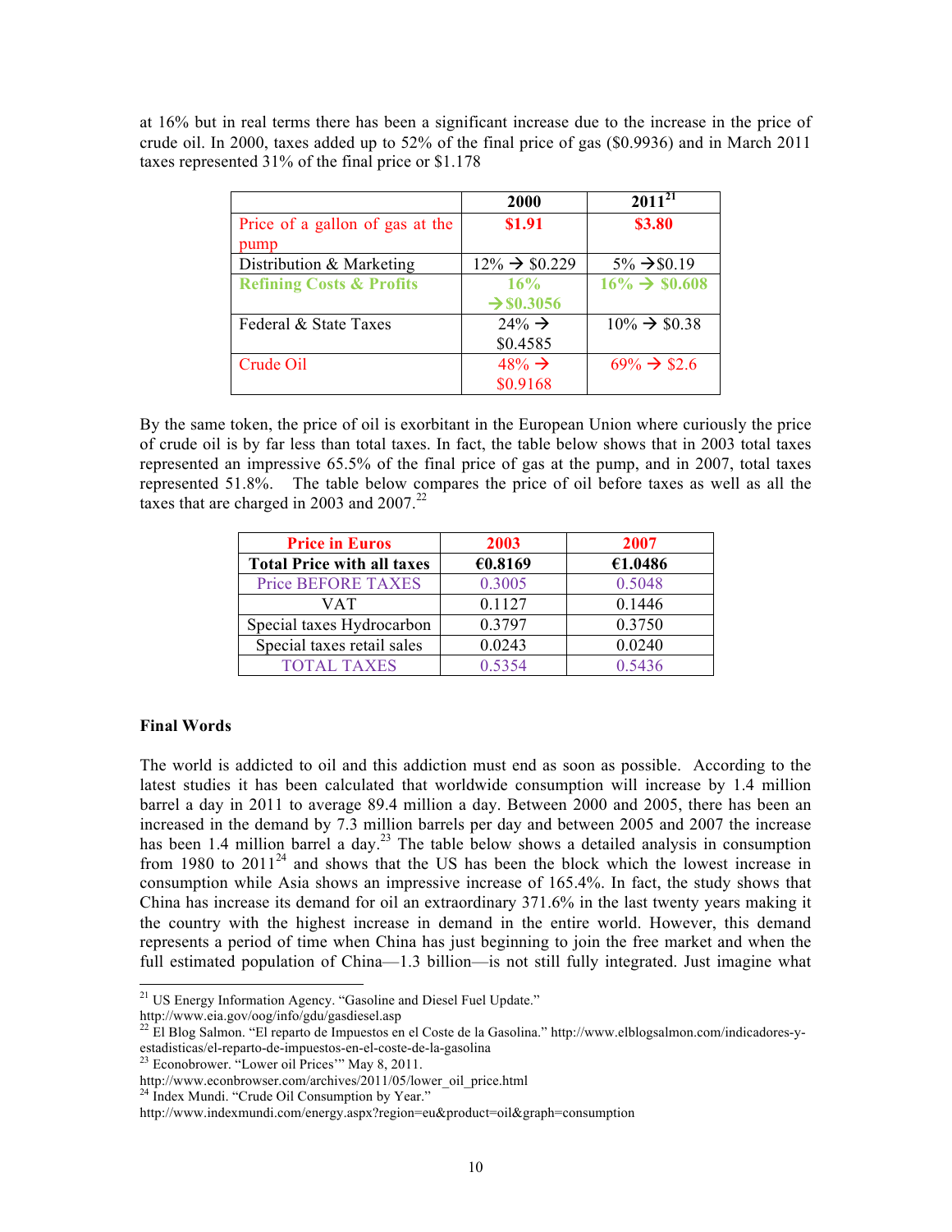at 16% but in real terms there has been a significant increase due to the increase in the price of crude oil. In 2000, taxes added up to 52% of the final price of gas ($0.9936) and in March 2011 taxes represented 31% of the final price or $1.178

| | 2000 | 2011[21] |
|---|---|---|
| Price of a gallon of gas at the pump | **$1.91** | **$3.80** |
| Distribution & Marketing | 12% → $0.229 | 5% →$0.19 |
| **Refining Costs & Profits** | **16% →$0.3056** | **16% → $0.608** |
| Federal & State Taxes | 24% → $0.4585 | 10% → $0.38 |
| Crude Oil | 48% → $0.9168 | 69% → $2.6 |

By the same token, the price of oil is exorbitant in the European Union where curiously the price of crude oil is by far less than total taxes. In fact, the table below shows that in 2003 total taxes represented an impressive 65.5% of the final price of gas at the pump, and in 2007, total taxes represented 51.8%. The table below compares the price of oil before taxes as well as all the taxes that are charged in 2003 and 2007.[22]

| **Price in Euros** | **2003** | **2007** |
|---|---|---|
| **Total Price with all taxes** | **€0.8169** | **€1.0486** |
| Price BEFORE TAXES | 0.3005 | 0.5048 |
| VAT | 0.1127 | 0.1446 |
| Special taxes Hydrocarbon | 0.3797 | 0.3750 |
| Special taxes retail sales | 0.0243 | 0.0240 |
| TOTAL TAXES | 0.5354 | 0.5436 |

**Final Words**

The world is addicted to oil and this addiction must end as soon as possible. According to the latest studies it has been calculated that worldwide consumption will increase by 1.4 million barrel a day in 2011 to average 89.4 million a day. Between 2000 and 2005, there has been an increased in the demand by 7.3 million barrels per day and between 2005 and 2007 the increase has been 1.4 million barrel a day.[23] The table below shows a detailed analysis in consumption from 1980 to 2011[24] and shows that the US has been the block which the lowest increase in consumption while Asia shows an impressive increase of 165.4%. In fact, the study shows that China has increase its demand for oil an extraordinary 371.6% in the last twenty years making it the country with the highest increase in demand in the entire world. However, this demand represents a period of time when China has just beginning to join the free market and when the full estimated population of China—1.3 billion—is not still fully integrated. Just imagine what

---

[21] US Energy Information Agency. "Gasoline and Diesel Fuel Update." http://www.eia.gov/oog/info/gdu/gasdiesel.asp

[22] El Blog Salmon. "El reparto de Impuestos en el Coste de la Gasolina." http://www.elblogsalmon.com/indicadores-y-estadisticas/el-reparto-de-impuestos-en-el-coste-de-la-gasolina

[23] Econobrower. "Lower oil Prices'" May 8, 2011. http://www.econbrowser.com/archives/2011/05/lower_oil_price.html

[24] Index Mundi. "Crude Oil Consumption by Year." http://www.indexmundi.com/energy.aspx?region=eu&product=oil&graph=consumption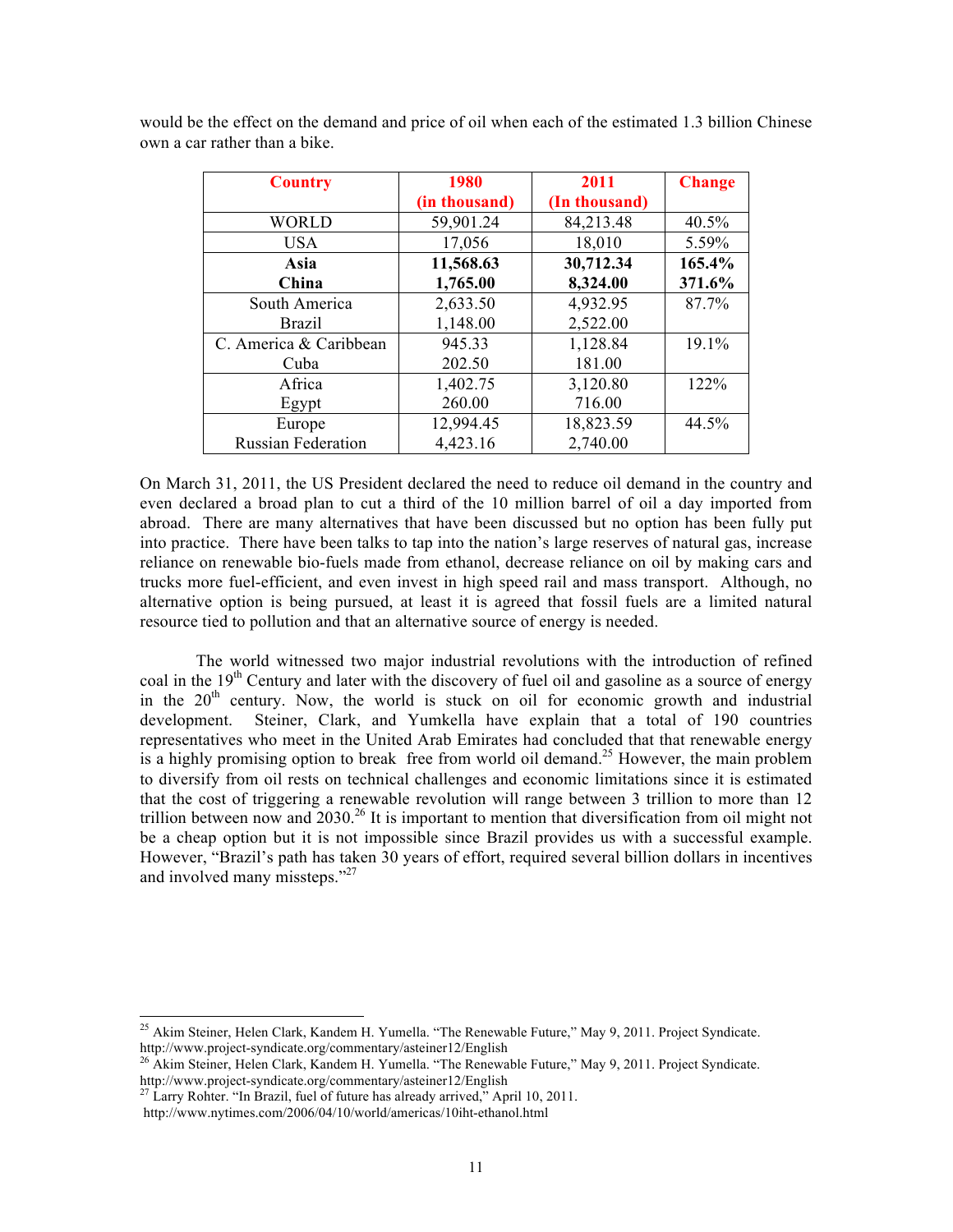would be the effect on the demand and price of oil when each of the estimated 1.3 billion Chinese own a car rather than a bike.

| Country | 1980 (in thousand) | 2011 (In thousand) | Change |
|---|---|---|---|
| WORLD | 59,901.24 | 84,213.48 | 40.5% |
| USA | 17,056 | 18,010 | 5.59% |
| **Asia** | **11,568.63** | **30,712.34** | **165.4%** |
| **China** | **1,765.00** | **8,324.00** | **371.6%** |
| South America | 2,633.50 | 4,932.95 | 87.7% |
| Brazil | 1,148.00 | 2,522.00 | |
| C. America & Caribbean | 945.33 | 1,128.84 | 19.1% |
| Cuba | 202.50 | 181.00 | |
| Africa | 1,402.75 | 3,120.80 | 122% |
| Egypt | 260.00 | 716.00 | |
| Europe | 12,994.45 | 18,823.59 | 44.5% |
| Russian Federation | 4,423.16 | 2,740.00 | |

On March 31, 2011, the US President declared the need to reduce oil demand in the country and even declared a broad plan to cut a third of the 10 million barrel of oil a day imported from abroad. There are many alternatives that have been discussed but no option has been fully put into practice. There have been talks to tap into the nation's large reserves of natural gas, increase reliance on renewable bio-fuels made from ethanol, decrease reliance on oil by making cars and trucks more fuel-efficient, and even invest in high speed rail and mass transport. Although, no alternative option is being pursued, at least it is agreed that fossil fuels are a limited natural resource tied to pollution and that an alternative source of energy is needed.

The world witnessed two major industrial revolutions with the introduction of refined coal in the 19th Century and later with the discovery of fuel oil and gasoline as a source of energy in the 20th century. Now, the world is stuck on oil for economic growth and industrial development. Steiner, Clark, and Yumkella have explain that a total of 190 countries representatives who meet in the United Arab Emirates had concluded that that renewable energy is a highly promising option to break free from world oil demand.[25] However, the main problem to diversify from oil rests on technical challenges and economic limitations since it is estimated that the cost of triggering a renewable revolution will range between 3 trillion to more than 12 trillion between now and 2030.[26] It is important to mention that diversification from oil might not be a cheap option but it is not impossible since Brazil provides us with a successful example. However, "Brazil's path has taken 30 years of effort, required several billion dollars in incentives and involved many missteps."[27]

---

[25] Akim Steiner, Helen Clark, Kandem H. Yumella. "The Renewable Future," May 9, 2011. Project Syndicate. http://www.project-syndicate.org/commentary/asteiner12/English

[26] Akim Steiner, Helen Clark, Kandem H. Yumella. "The Renewable Future," May 9, 2011. Project Syndicate. http://www.project-syndicate.org/commentary/asteiner12/English

[27] Larry Rohter. "In Brazil, fuel of future has already arrived," April 10, 2011. http://www.nytimes.com/2006/04/10/world/americas/10iht-ethanol.html